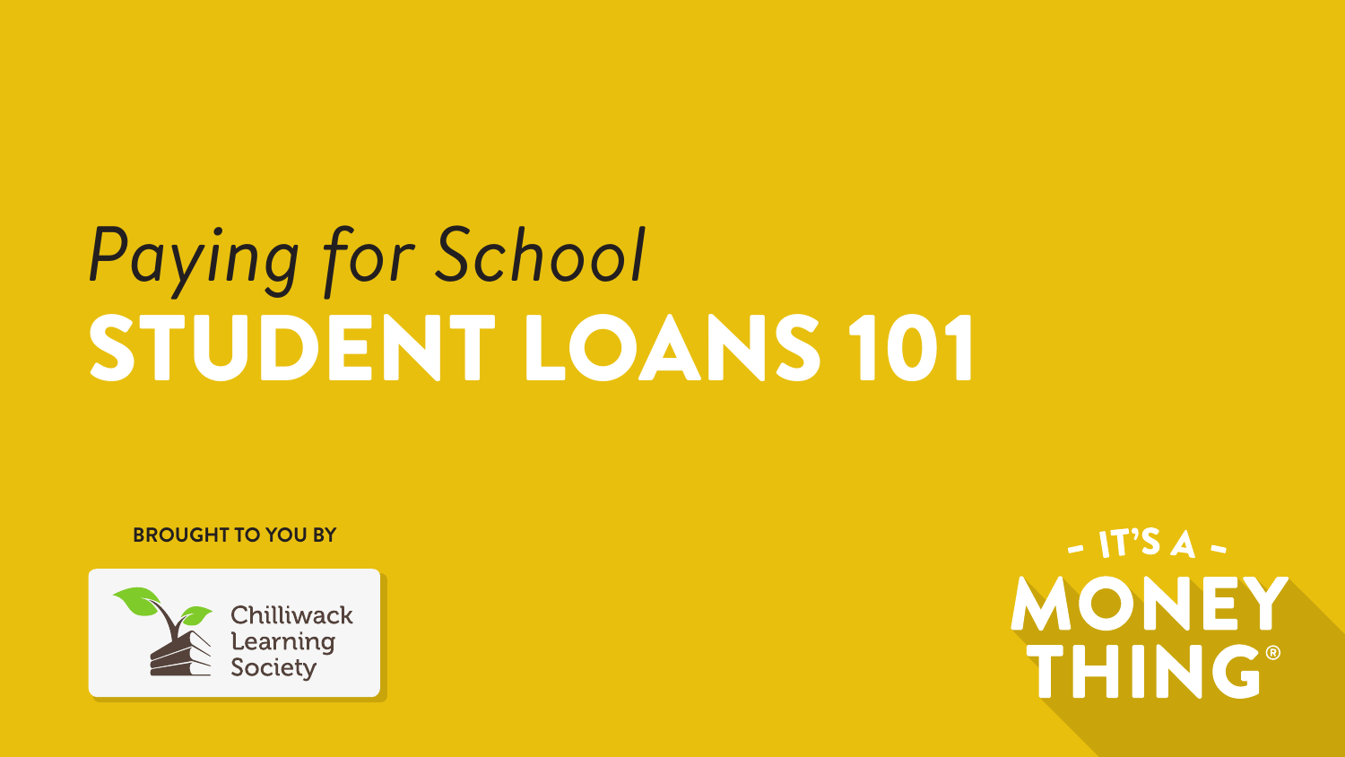*Paying for School*

# STUDENT LOANS 101

**BROUGHT TO YOU BY**

Chilliwack Learning Society

- IT'S A -
MONEY THING®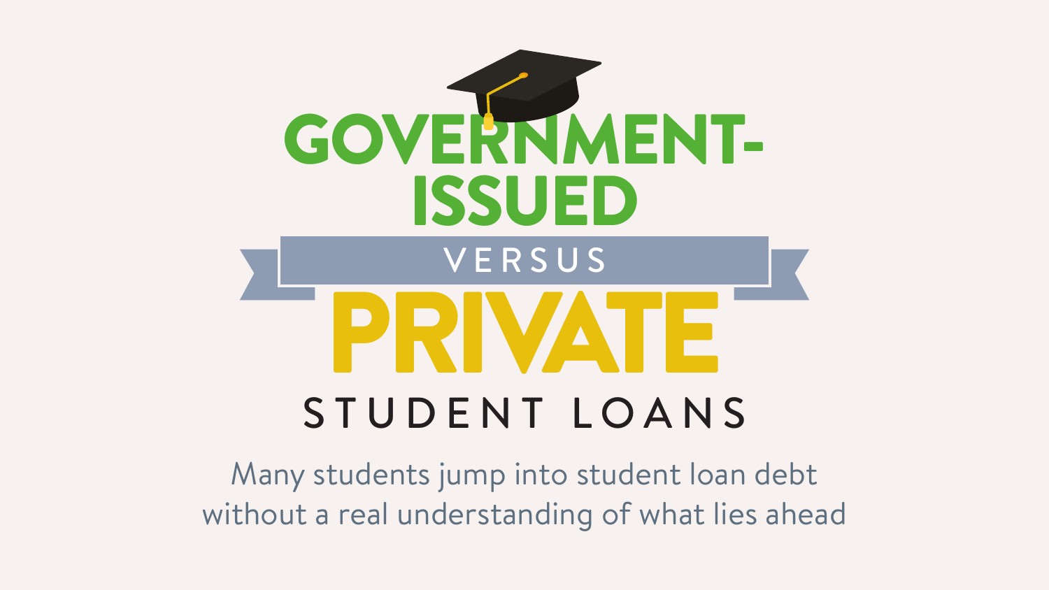# GOVERNMENT-ISSUED VERSUS PRIVATE STUDENT LOANS

Many students jump into student loan debt without a real understanding of what lies ahead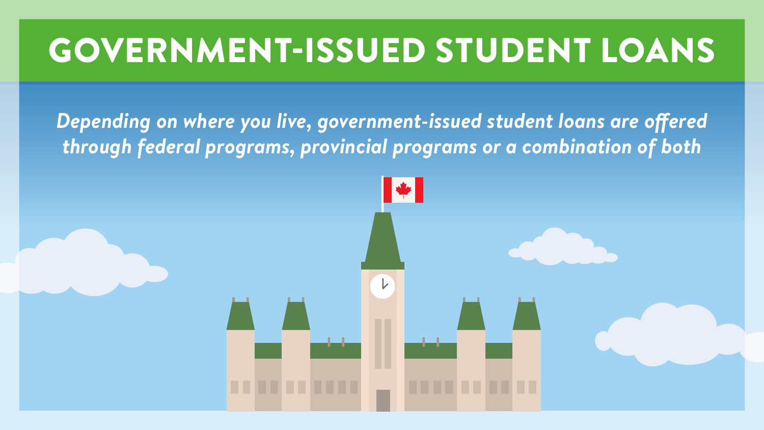# GOVERNMENT-ISSUED STUDENT LOANS

*Depending on where you live, government-issued student loans are offered through federal programs, provincial programs or a combination of both*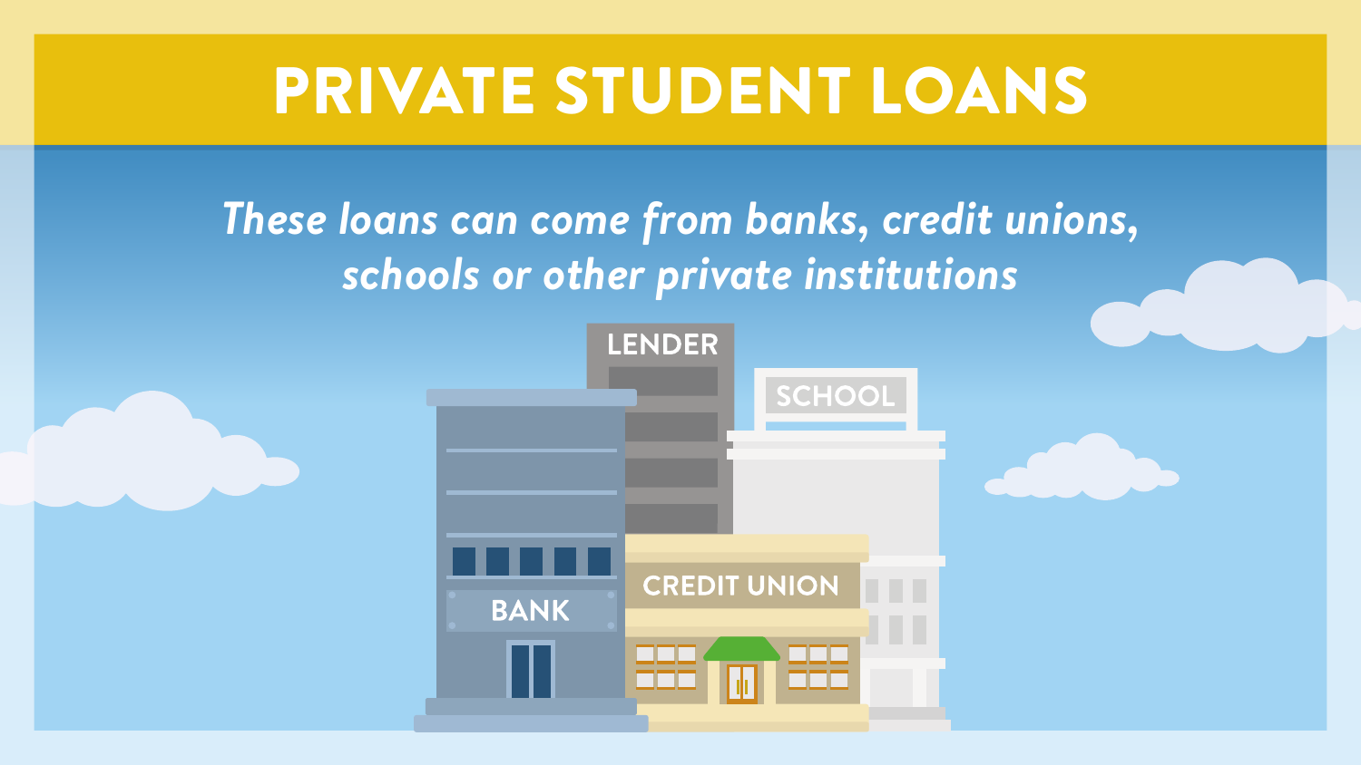# PRIVATE STUDENT LOANS

*These loans can come from banks, credit unions, schools or other private institutions*

LENDER

SCHOOL

BANK

CREDIT UNION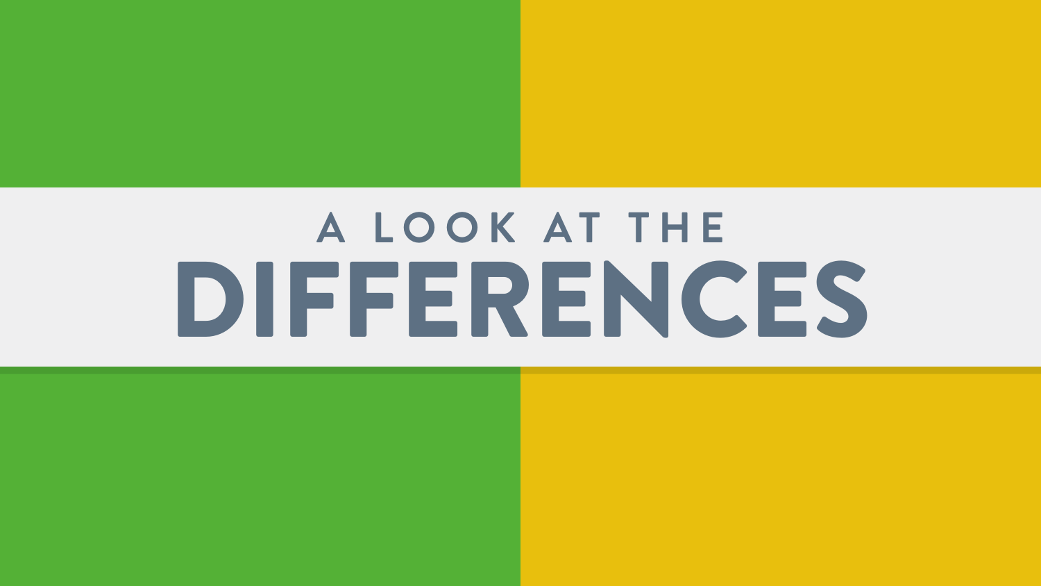A LOOK AT THE

# DIFFERENCES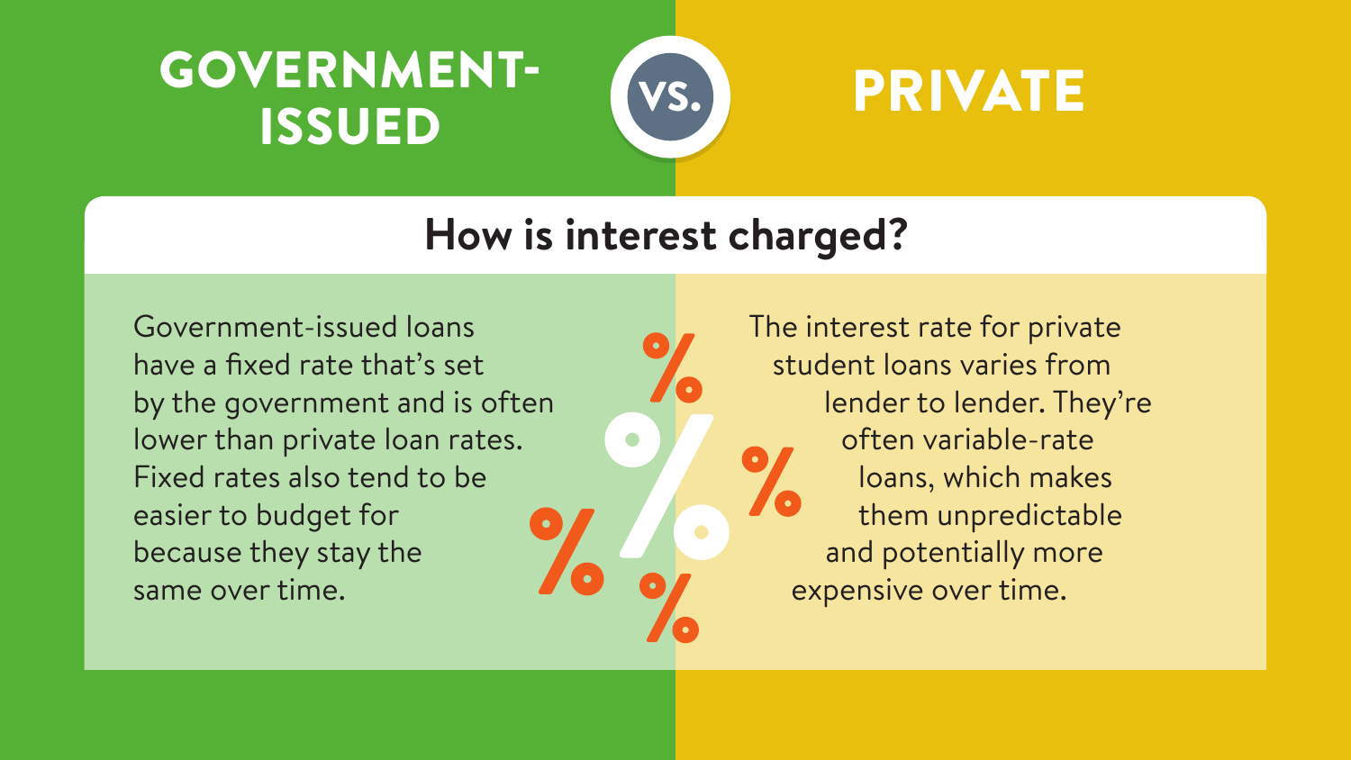# GOVERNMENT-ISSUED vs. PRIVATE

## How is interest charged?

**Government-Issued**

Government-issued loans have a fixed rate that's set by the government and is often lower than private loan rates. Fixed rates also tend to be easier to budget for because they stay the same over time.

**Private**

The interest rate for private student loans varies from lender to lender. They're often variable-rate loans, which makes them unpredictable and potentially more expensive over time.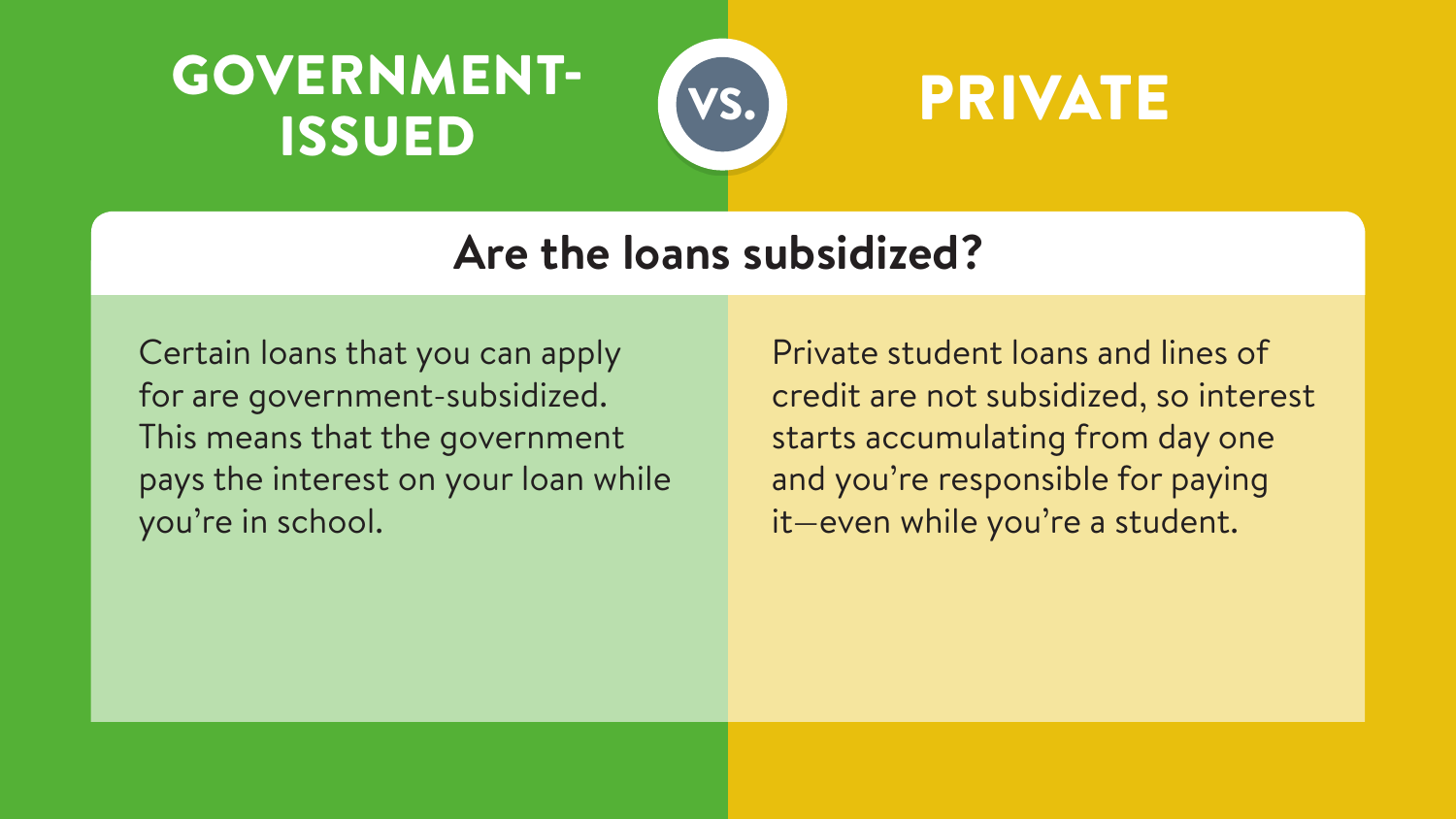| GOVERNMENT-ISSUED | PRIVATE |
| --- | --- |
| **Are the loans subsidized?** | |
| Certain loans that you can apply for are government-subsidized. This means that the government pays the interest on your loan while you're in school. | Private student loans and lines of credit are not subsidized, so interest starts accumulating from day one and you're responsible for paying it—even while you're a student. |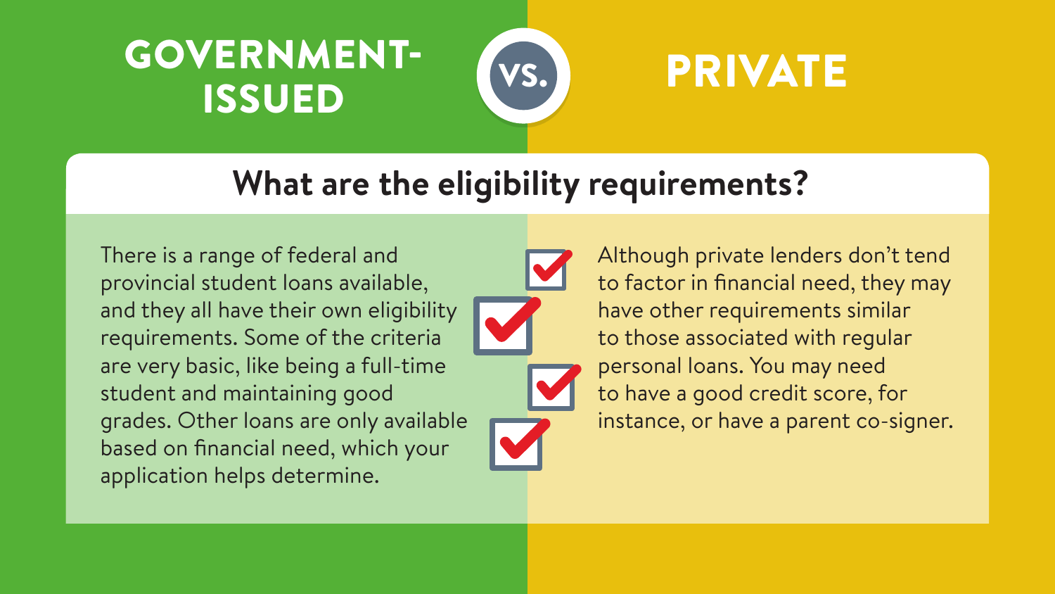# GOVERNMENT-ISSUED vs. PRIVATE

## What are the eligibility requirements?

**Government-Issued**

There is a range of federal and provincial student loans available, and they all have their own eligibility requirements. Some of the criteria are very basic, like being a full-time student and maintaining good grades. Other loans are only available based on financial need, which your application helps determine.

**Private**

Although private lenders don't tend to factor in financial need, they may have other requirements similar to those associated with regular personal loans. You may need to have a good credit score, for instance, or have a parent co-signer.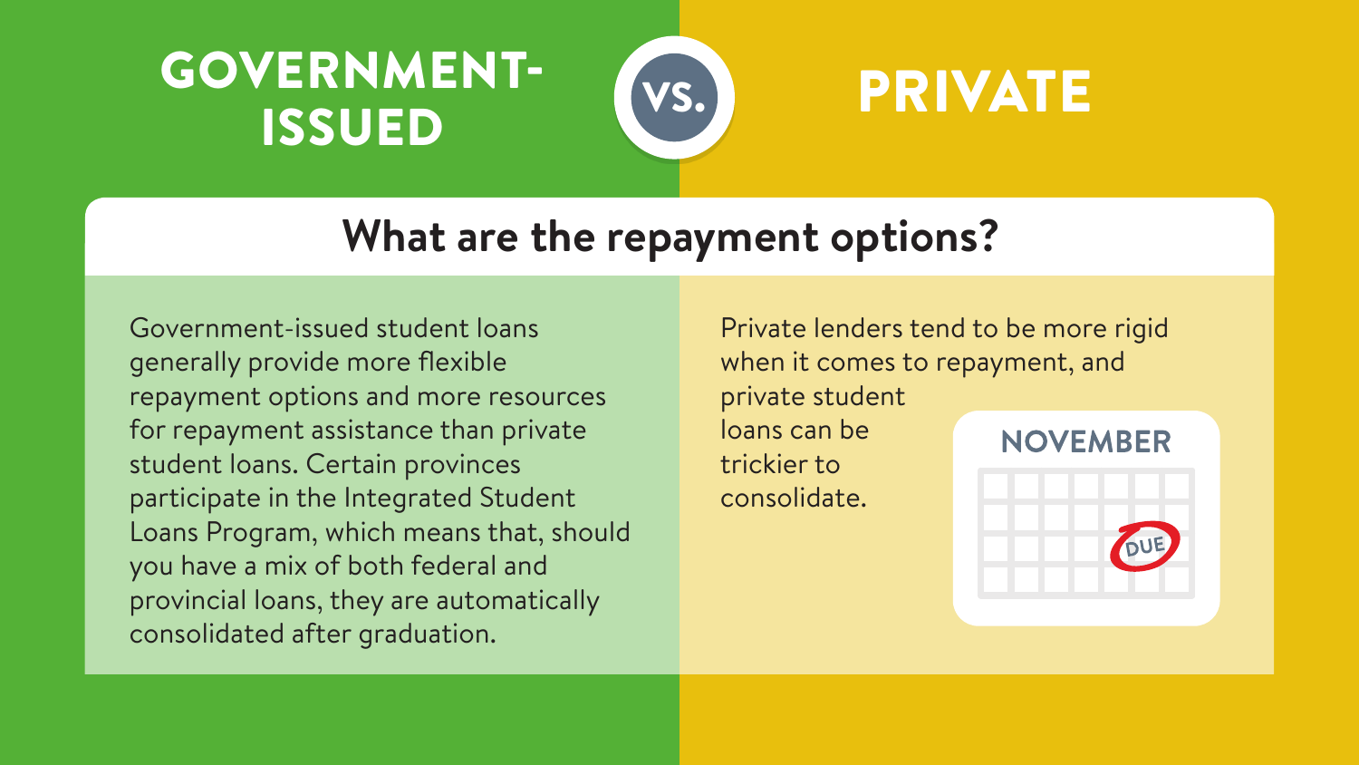# GOVERNMENT-ISSUED vs. PRIVATE

## What are the repayment options?

**Government-Issued**

Government-issued student loans generally provide more flexible repayment options and more resources for repayment assistance than private student loans. Certain provinces participate in the Integrated Student Loans Program, which means that, should you have a mix of both federal and provincial loans, they are automatically consolidated after graduation.

**Private**

Private lenders tend to be more rigid when it comes to repayment, and private student loans can be trickier to consolidate.

NOVEMBER

DUE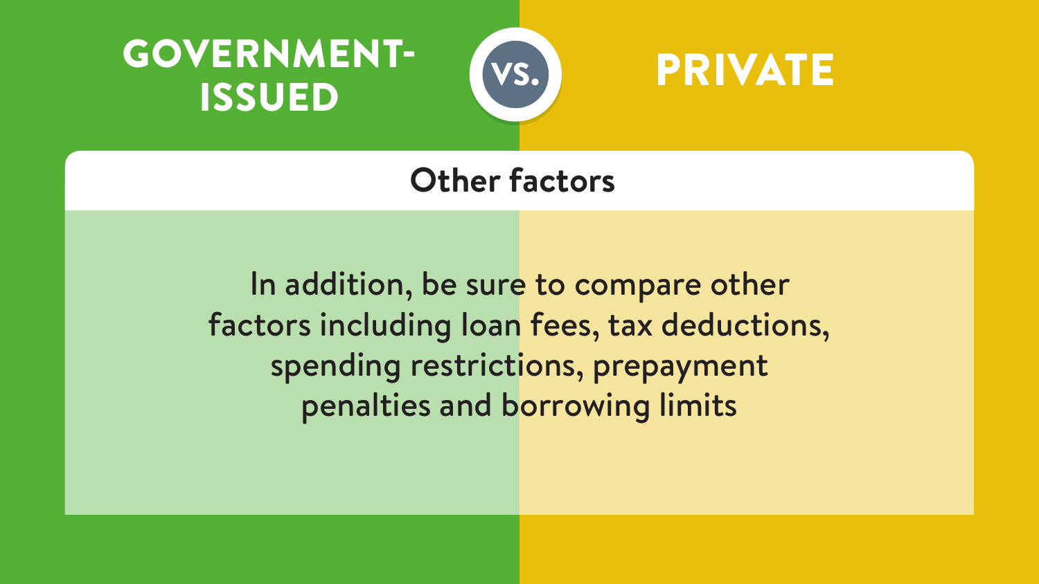# GOVERNMENT-ISSUED vs. PRIVATE

## Other factors

In addition, be sure to compare other factors including loan fees, tax deductions, spending restrictions, prepayment penalties and borrowing limits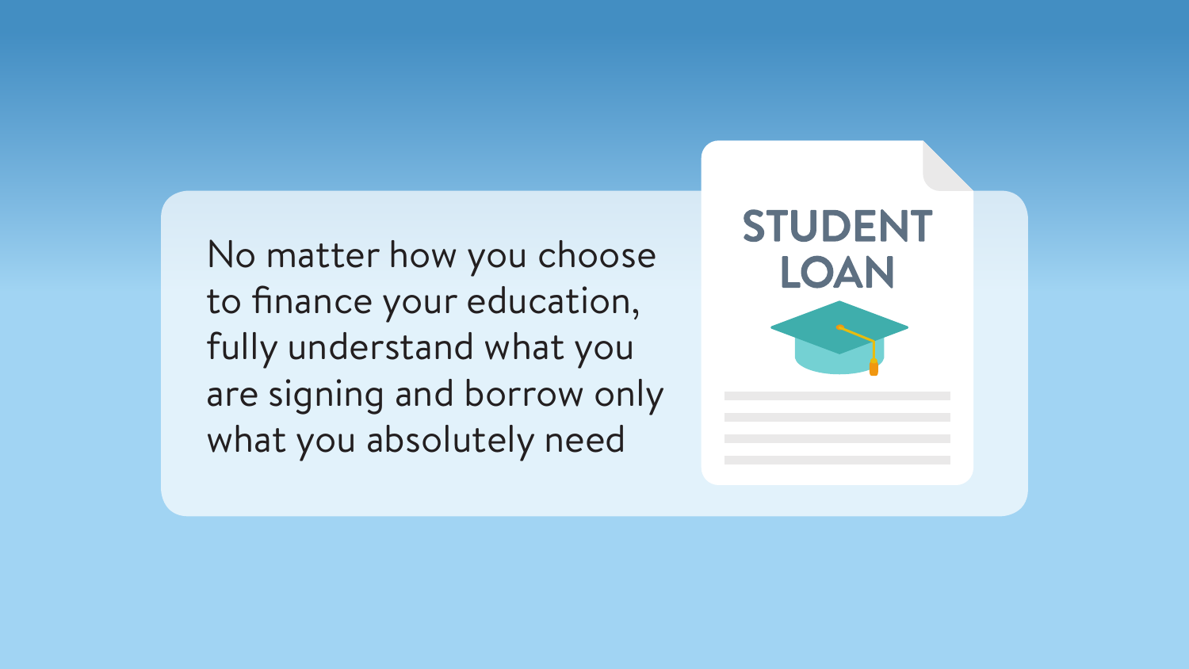No matter how you choose to finance your education, fully understand what you are signing and borrow only what you absolutely need

STUDENT LOAN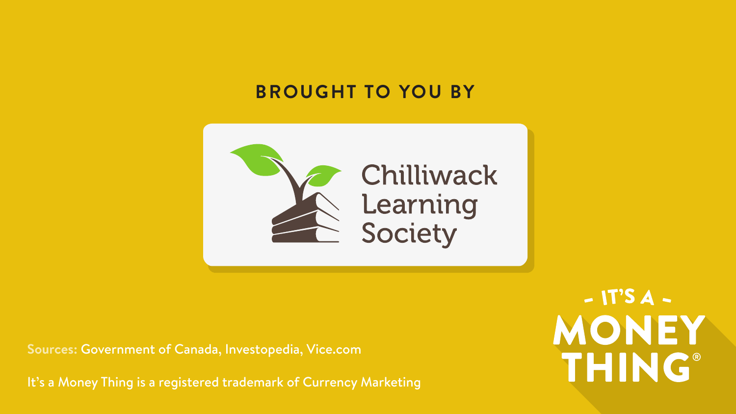**BROUGHT TO YOU BY**

Chilliwack Learning Society

**Sources:** Government of Canada, Investopedia, Vice.com

It's a Money Thing is a registered trademark of Currency Marketing

- IT'S A -
MONEY
THING®